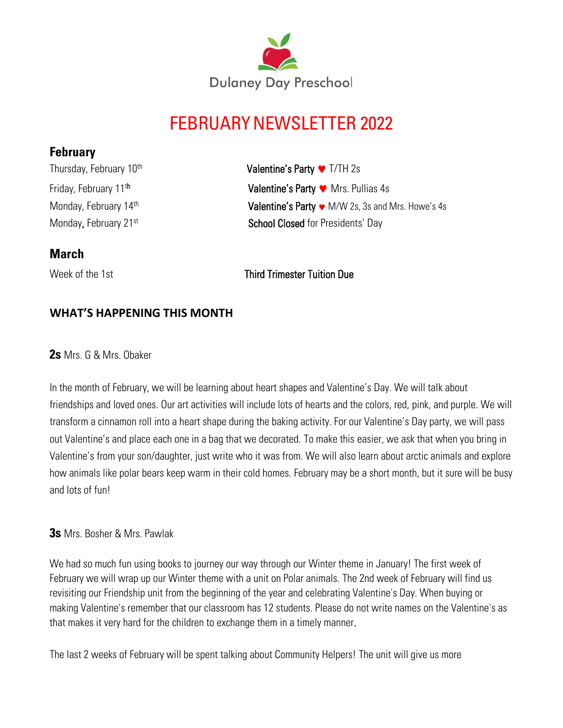Dulaney Day Preschool

# FEBRUARY NEWSLETTER 2022

## February

| | |
|---|---|
| Thursday, February 10th | **Valentine's Party** ♥ T/TH 2s |
| Friday, February 11th | **Valentine's Party** ♥ Mrs. Pullias 4s |
| Monday, February 14th | **Valentine's Party** ♥ M/W 2s, 3s and Mrs. Howe's 4s |
| Monday, February 21st | **School Closed** for Presidents' Day |

## March

| | |
|---|---|
| Week of the 1st | **Third Trimester Tuition Due** |

## WHAT'S HAPPENING THIS MONTH

**2s** Mrs. G & Mrs. Obaker

In the month of February, we will be learning about heart shapes and Valentine's Day. We will talk about friendships and loved ones. Our art activities will include lots of hearts and the colors, red, pink, and purple. We will transform a cinnamon roll into a heart shape during the baking activity. For our Valentine's Day party, we will pass out Valentine's and place each one in a bag that we decorated. To make this easier, we ask that when you bring in Valentine's from your son/daughter, just write who it was from. We will also learn about arctic animals and explore how animals like polar bears keep warm in their cold homes. February may be a short month, but it sure will be busy and lots of fun!

**3s** Mrs. Bosher & Mrs. Pawlak

We had so much fun using books to journey our way through our Winter theme in January! The first week of February we will wrap up our Winter theme with a unit on Polar animals. The 2nd week of February will find us revisiting our Friendship unit from the beginning of the year and celebrating Valentine's Day. When buying or making Valentine's remember that our classroom has 12 students. Please do not write names on the Valentine's as that makes it very hard for the children to exchange them in a timely manner.

The last 2 weeks of February will be spent talking about Community Helpers! The unit will give us more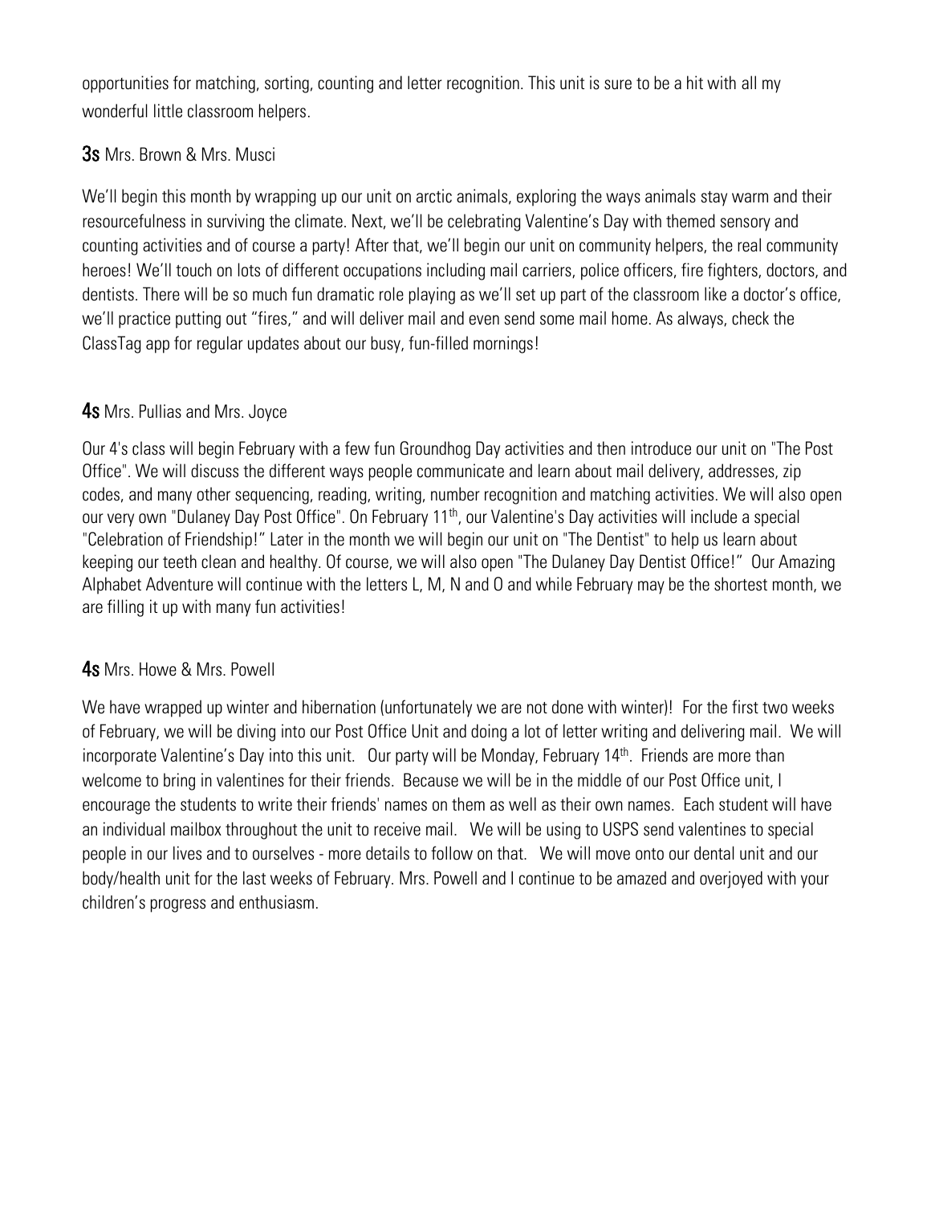opportunities for matching, sorting, counting and letter recognition. This unit is sure to be a hit with all my wonderful little classroom helpers.

### **3s** Mrs. Brown & Mrs. Musci

We'll begin this month by wrapping up our unit on arctic animals, exploring the ways animals stay warm and their resourcefulness in surviving the climate. Next, we'll be celebrating Valentine's Day with themed sensory and counting activities and of course a party! After that, we'll begin our unit on community helpers, the real community heroes! We'll touch on lots of different occupations including mail carriers, police officers, fire fighters, doctors, and dentists. There will be so much fun dramatic role playing as we'll set up part of the classroom like a doctor's office, we'll practice putting out "fires," and will deliver mail and even send some mail home. As always, check the ClassTag app for regular updates about our busy, fun-filled mornings!

### **4s** Mrs. Pullias and Mrs. Joyce

Our 4's class will begin February with a few fun Groundhog Day activities and then introduce our unit on "The Post Office". We will discuss the different ways people communicate and learn about mail delivery, addresses, zip codes, and many other sequencing, reading, writing, number recognition and matching activities. We will also open our very own "Dulaney Day Post Office". On February 11th, our Valentine's Day activities will include a special "Celebration of Friendship!" Later in the month we will begin our unit on "The Dentist" to help us learn about keeping our teeth clean and healthy. Of course, we will also open "The Dulaney Day Dentist Office!" Our Amazing Alphabet Adventure will continue with the letters L, M, N and O and while February may be the shortest month, we are filling it up with many fun activities!

### **4s** Mrs. Howe & Mrs. Powell

We have wrapped up winter and hibernation (unfortunately we are not done with winter)! For the first two weeks of February, we will be diving into our Post Office Unit and doing a lot of letter writing and delivering mail. We will incorporate Valentine's Day into this unit. Our party will be Monday, February 14th. Friends are more than welcome to bring in valentines for their friends. Because we will be in the middle of our Post Office unit, I encourage the students to write their friends' names on them as well as their own names. Each student will have an individual mailbox throughout the unit to receive mail. We will be using to USPS send valentines to special people in our lives and to ourselves - more details to follow on that. We will move onto our dental unit and our body/health unit for the last weeks of February. Mrs. Powell and I continue to be amazed and overjoyed with your children's progress and enthusiasm.